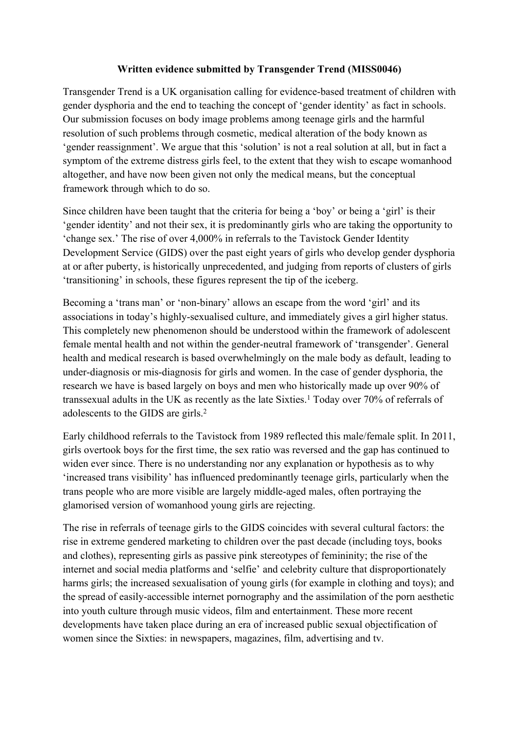**Written evidence submitted by Transgender Trend (MISS0046)**

Transgender Trend is a UK organisation calling for evidence-based treatment of children with gender dysphoria and the end to teaching the concept of 'gender identity' as fact in schools. Our submission focuses on body image problems among teenage girls and the harmful resolution of such problems through cosmetic, medical alteration of the body known as 'gender reassignment'. We argue that this 'solution' is not a real solution at all, but in fact a symptom of the extreme distress girls feel, to the extent that they wish to escape womanhood altogether, and have now been given not only the medical means, but the conceptual framework through which to do so.

Since children have been taught that the criteria for being a 'boy' or being a 'girl' is their 'gender identity' and not their sex, it is predominantly girls who are taking the opportunity to 'change sex.' The rise of over 4,000% in referrals to the Tavistock Gender Identity Development Service (GIDS) over the past eight years of girls who develop gender dysphoria at or after puberty, is historically unprecedented, and judging from reports of clusters of girls 'transitioning' in schools, these figures represent the tip of the iceberg.

Becoming a 'trans man' or 'non-binary' allows an escape from the word 'girl' and its associations in today's highly-sexualised culture, and immediately gives a girl higher status. This completely new phenomenon should be understood within the framework of adolescent female mental health and not within the gender-neutral framework of 'transgender'. General health and medical research is based overwhelmingly on the male body as default, leading to under-diagnosis or mis-diagnosis for girls and women. In the case of gender dysphoria, the research we have is based largely on boys and men who historically made up over 90% of transsexual adults in the UK as recently as the late Sixties.[1] Today over 70% of referrals of adolescents to the GIDS are girls.[2]

Early childhood referrals to the Tavistock from 1989 reflected this male/female split. In 2011, girls overtook boys for the first time, the sex ratio was reversed and the gap has continued to widen ever since. There is no understanding nor any explanation or hypothesis as to why 'increased trans visibility' has influenced predominantly teenage girls, particularly when the trans people who are more visible are largely middle-aged males, often portraying the glamorised version of womanhood young girls are rejecting.

The rise in referrals of teenage girls to the GIDS coincides with several cultural factors: the rise in extreme gendered marketing to children over the past decade (including toys, books and clothes), representing girls as passive pink stereotypes of femininity; the rise of the internet and social media platforms and 'selfie' and celebrity culture that disproportionately harms girls; the increased sexualisation of young girls (for example in clothing and toys); and the spread of easily-accessible internet pornography and the assimilation of the porn aesthetic into youth culture through music videos, film and entertainment. These more recent developments have taken place during an era of increased public sexual objectification of women since the Sixties: in newspapers, magazines, film, advertising and tv.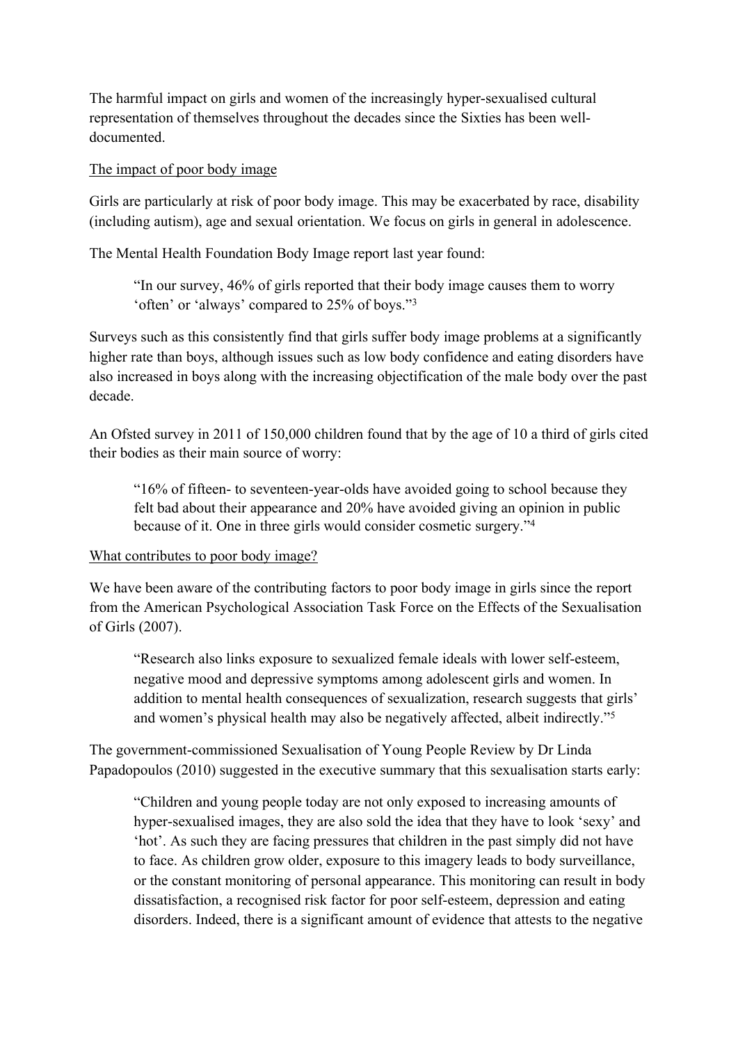The harmful impact on girls and women of the increasingly hyper-sexualised cultural representation of themselves throughout the decades since the Sixties has been well-documented.

<u>The impact of poor body image</u>

Girls are particularly at risk of poor body image. This may be exacerbated by race, disability (including autism), age and sexual orientation. We focus on girls in general in adolescence.

The Mental Health Foundation Body Image report last year found:

> "In our survey, 46% of girls reported that their body image causes them to worry 'often' or 'always' compared to 25% of boys."[3]

Surveys such as this consistently find that girls suffer body image problems at a significantly higher rate than boys, although issues such as low body confidence and eating disorders have also increased in boys along with the increasing objectification of the male body over the past decade.

An Ofsted survey in 2011 of 150,000 children found that by the age of 10 a third of girls cited their bodies as their main source of worry:

> "16% of fifteen- to seventeen-year-olds have avoided going to school because they felt bad about their appearance and 20% have avoided giving an opinion in public because of it. One in three girls would consider cosmetic surgery."[4]

<u>What contributes to poor body image?</u>

We have been aware of the contributing factors to poor body image in girls since the report from the American Psychological Association Task Force on the Effects of the Sexualisation of Girls (2007).

> "Research also links exposure to sexualized female ideals with lower self-esteem, negative mood and depressive symptoms among adolescent girls and women. In addition to mental health consequences of sexualization, research suggests that girls' and women's physical health may also be negatively affected, albeit indirectly."[5]

The government-commissioned Sexualisation of Young People Review by Dr Linda Papadopoulos (2010) suggested in the executive summary that this sexualisation starts early:

> "Children and young people today are not only exposed to increasing amounts of hyper-sexualised images, they are also sold the idea that they have to look 'sexy' and 'hot'. As such they are facing pressures that children in the past simply did not have to face. As children grow older, exposure to this imagery leads to body surveillance, or the constant monitoring of personal appearance. This monitoring can result in body dissatisfaction, a recognised risk factor for poor self-esteem, depression and eating disorders. Indeed, there is a significant amount of evidence that attests to the negative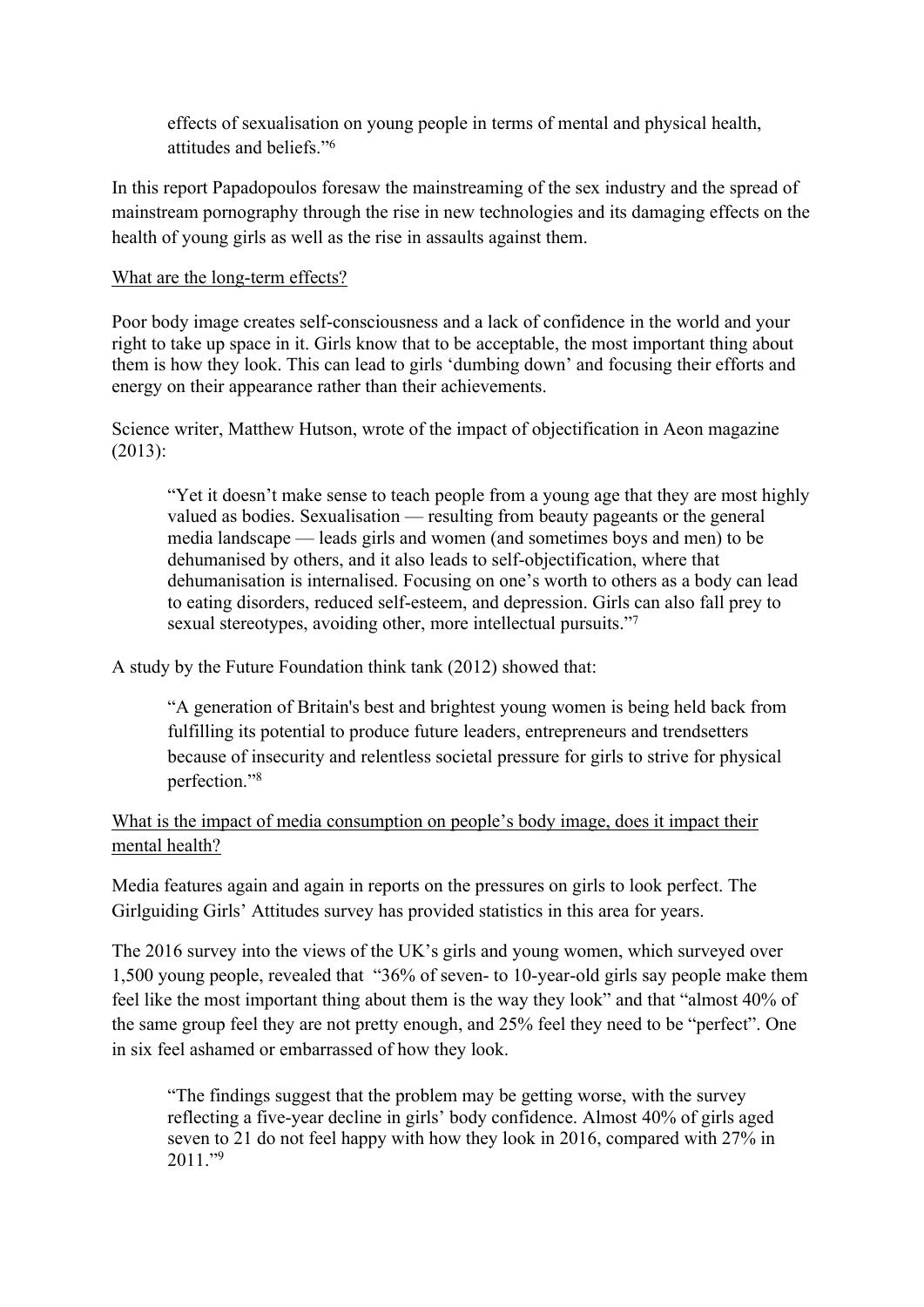> effects of sexualisation on young people in terms of mental and physical health, attitudes and beliefs."[6]

In this report Papadopoulos foresaw the mainstreaming of the sex industry and the spread of mainstream pornography through the rise in new technologies and its damaging effects on the health of young girls as well as the rise in assaults against them.

<u>What are the long-term effects?</u>

Poor body image creates self-consciousness and a lack of confidence in the world and your right to take up space in it. Girls know that to be acceptable, the most important thing about them is how they look. This can lead to girls 'dumbing down' and focusing their efforts and energy on their appearance rather than their achievements.

Science writer, Matthew Hutson, wrote of the impact of objectification in Aeon magazine (2013):

> "Yet it doesn't make sense to teach people from a young age that they are most highly valued as bodies. Sexualisation — resulting from beauty pageants or the general media landscape — leads girls and women (and sometimes boys and men) to be dehumanised by others, and it also leads to self-objectification, where that dehumanisation is internalised. Focusing on one's worth to others as a body can lead to eating disorders, reduced self-esteem, and depression. Girls can also fall prey to sexual stereotypes, avoiding other, more intellectual pursuits."[7]

A study by the Future Foundation think tank (2012) showed that:

> "A generation of Britain's best and brightest young women is being held back from fulfilling its potential to produce future leaders, entrepreneurs and trendsetters because of insecurity and relentless societal pressure for girls to strive for physical perfection."[8]

<u>What is the impact of media consumption on people's body image, does it impact their mental health?</u>

Media features again and again in reports on the pressures on girls to look perfect. The Girlguiding Girls' Attitudes survey has provided statistics in this area for years.

The 2016 survey into the views of the UK's girls and young women, which surveyed over 1,500 young people, revealed that "36% of seven- to 10-year-old girls say people make them feel like the most important thing about them is the way they look" and that "almost 40% of the same group feel they are not pretty enough, and 25% feel they need to be "perfect". One in six feel ashamed or embarrassed of how they look.

> "The findings suggest that the problem may be getting worse, with the survey reflecting a five-year decline in girls' body confidence. Almost 40% of girls aged seven to 21 do not feel happy with how they look in 2016, compared with 27% in 2011."[9]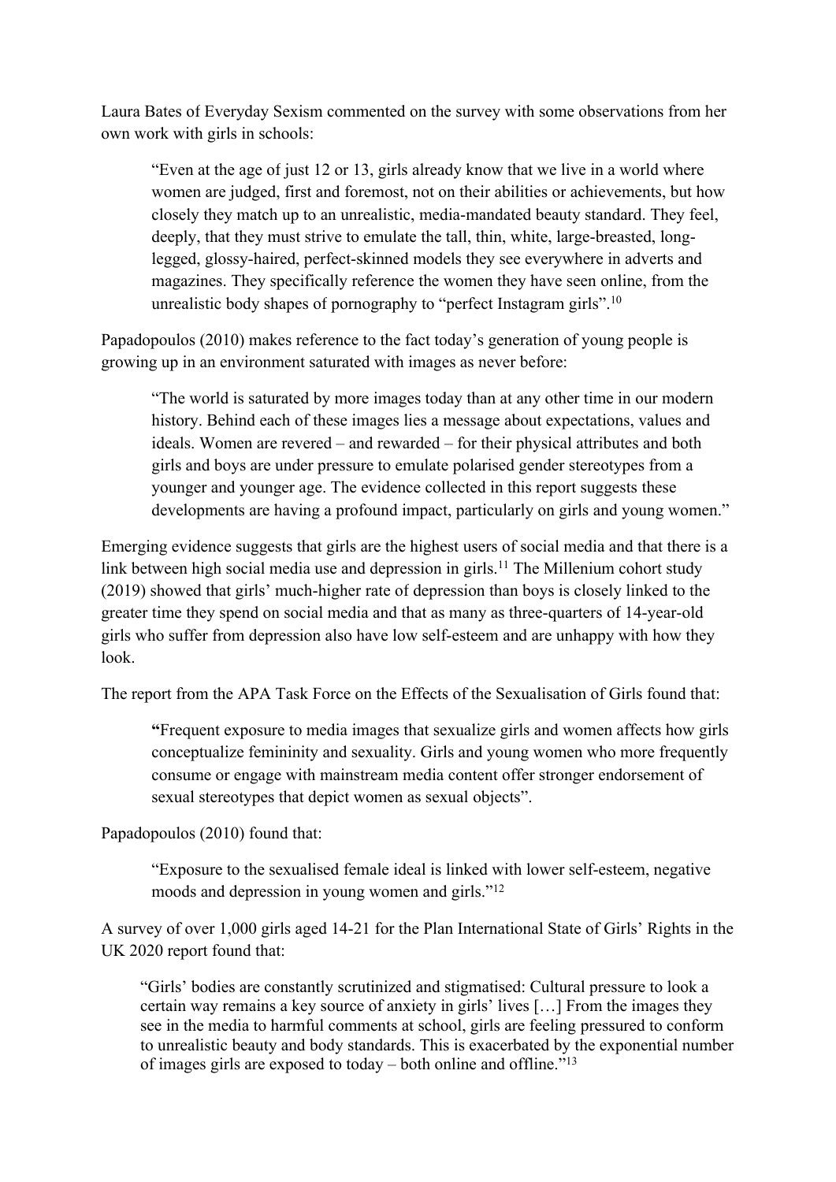Laura Bates of Everyday Sexism commented on the survey with some observations from her own work with girls in schools:

> "Even at the age of just 12 or 13, girls already know that we live in a world where women are judged, first and foremost, not on their abilities or achievements, but how closely they match up to an unrealistic, media-mandated beauty standard. They feel, deeply, that they must strive to emulate the tall, thin, white, large-breasted, long-legged, glossy-haired, perfect-skinned models they see everywhere in adverts and magazines. They specifically reference the women they have seen online, from the unrealistic body shapes of pornography to "perfect Instagram girls".[10]

Papadopoulos (2010) makes reference to the fact today's generation of young people is growing up in an environment saturated with images as never before:

> "The world is saturated by more images today than at any other time in our modern history. Behind each of these images lies a message about expectations, values and ideals. Women are revered – and rewarded – for their physical attributes and both girls and boys are under pressure to emulate polarised gender stereotypes from a younger and younger age. The evidence collected in this report suggests these developments are having a profound impact, particularly on girls and young women."

Emerging evidence suggests that girls are the highest users of social media and that there is a link between high social media use and depression in girls.[11] The Millenium cohort study (2019) showed that girls' much-higher rate of depression than boys is closely linked to the greater time they spend on social media and that as many as three-quarters of 14-year-old girls who suffer from depression also have low self-esteem and are unhappy with how they look.

The report from the APA Task Force on the Effects of the Sexualisation of Girls found that:

> **"**Frequent exposure to media images that sexualize girls and women affects how girls conceptualize femininity and sexuality. Girls and young women who more frequently consume or engage with mainstream media content offer stronger endorsement of sexual stereotypes that depict women as sexual objects".

Papadopoulos (2010) found that:

> "Exposure to the sexualised female ideal is linked with lower self-esteem, negative moods and depression in young women and girls."[12]

A survey of over 1,000 girls aged 14-21 for the Plan International State of Girls' Rights in the UK 2020 report found that:

> "Girls' bodies are constantly scrutinized and stigmatised: Cultural pressure to look a certain way remains a key source of anxiety in girls' lives […] From the images they see in the media to harmful comments at school, girls are feeling pressured to conform to unrealistic beauty and body standards. This is exacerbated by the exponential number of images girls are exposed to today – both online and offline."[13]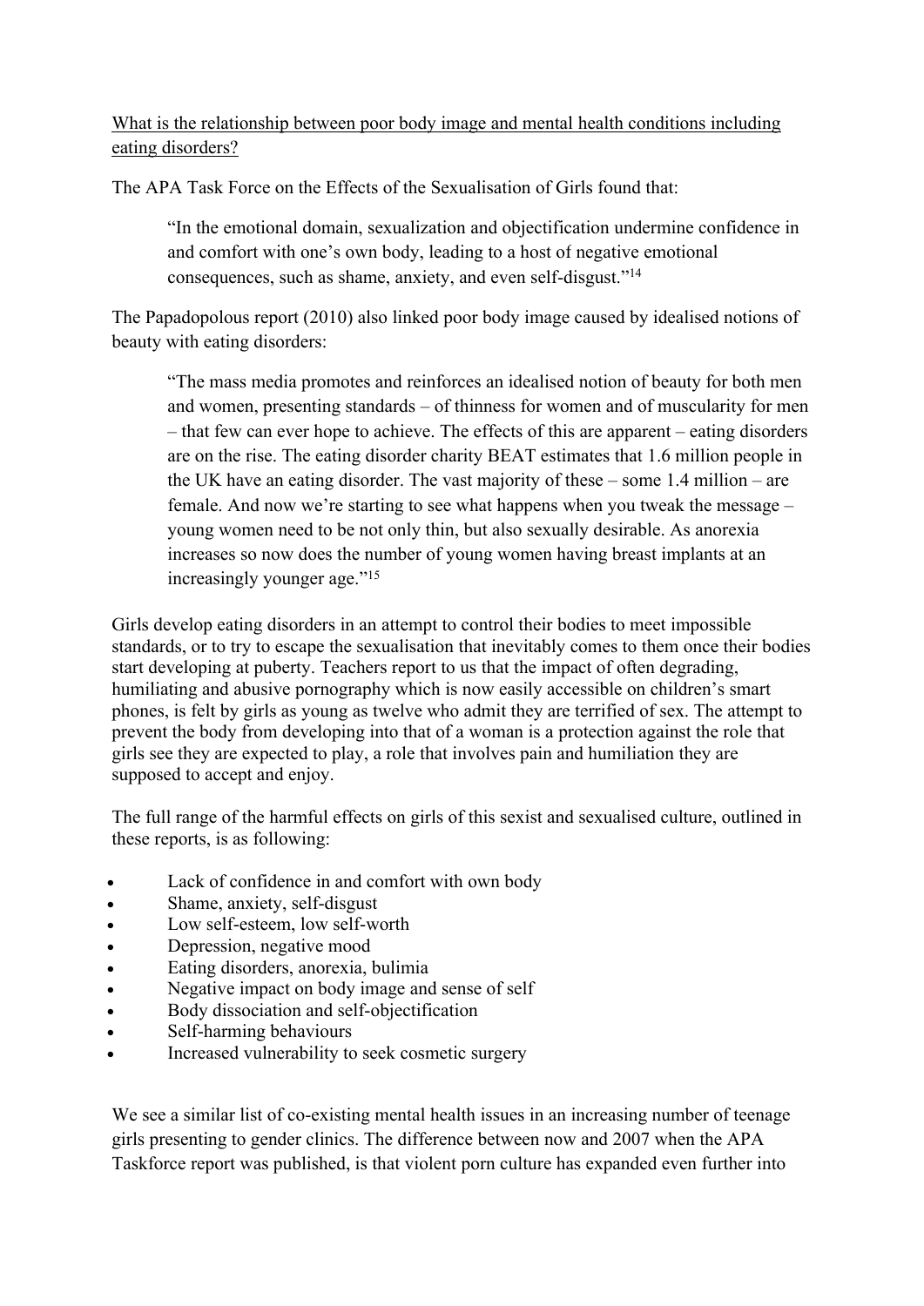<u>What is the relationship between poor body image and mental health conditions including eating disorders?</u>

The APA Task Force on the Effects of the Sexualisation of Girls found that:

> "In the emotional domain, sexualization and objectification undermine confidence in and comfort with one's own body, leading to a host of negative emotional consequences, such as shame, anxiety, and even self-disgust."[14]

The Papadopolous report (2010) also linked poor body image caused by idealised notions of beauty with eating disorders:

> "The mass media promotes and reinforces an idealised notion of beauty for both men and women, presenting standards – of thinness for women and of muscularity for men – that few can ever hope to achieve. The effects of this are apparent – eating disorders are on the rise. The eating disorder charity BEAT estimates that 1.6 million people in the UK have an eating disorder. The vast majority of these – some 1.4 million – are female. And now we're starting to see what happens when you tweak the message – young women need to be not only thin, but also sexually desirable. As anorexia increases so now does the number of young women having breast implants at an increasingly younger age."[15]

Girls develop eating disorders in an attempt to control their bodies to meet impossible standards, or to try to escape the sexualisation that inevitably comes to them once their bodies start developing at puberty. Teachers report to us that the impact of often degrading, humiliating and abusive pornography which is now easily accessible on children's smart phones, is felt by girls as young as twelve who admit they are terrified of sex. The attempt to prevent the body from developing into that of a woman is a protection against the role that girls see they are expected to play, a role that involves pain and humiliation they are supposed to accept and enjoy.

The full range of the harmful effects on girls of this sexist and sexualised culture, outlined in these reports, is as following:

- Lack of confidence in and comfort with own body
- Shame, anxiety, self-disgust
- Low self-esteem, low self-worth
- Depression, negative mood
- Eating disorders, anorexia, bulimia
- Negative impact on body image and sense of self
- Body dissociation and self-objectification
- Self-harming behaviours
- Increased vulnerability to seek cosmetic surgery

We see a similar list of co-existing mental health issues in an increasing number of teenage girls presenting to gender clinics. The difference between now and 2007 when the APA Taskforce report was published, is that violent porn culture has expanded even further into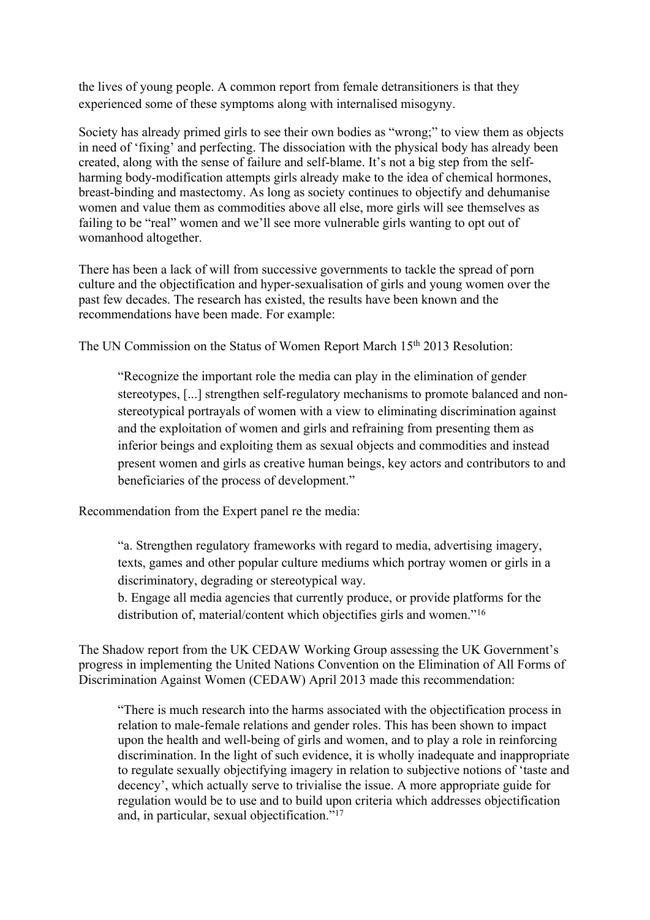the lives of young people. A common report from female detransitioners is that they experienced some of these symptoms along with internalised misogyny.

Society has already primed girls to see their own bodies as "wrong;" to view them as objects in need of 'fixing' and perfecting. The dissociation with the physical body has already been created, along with the sense of failure and self-blame. It's not a big step from the self-harming body-modification attempts girls already make to the idea of chemical hormones, breast-binding and mastectomy. As long as society continues to objectify and dehumanise women and value them as commodities above all else, more girls will see themselves as failing to be "real" women and we'll see more vulnerable girls wanting to opt out of womanhood altogether.

There has been a lack of will from successive governments to tackle the spread of porn culture and the objectification and hyper-sexualisation of girls and young women over the past few decades. The research has existed, the results have been known and the recommendations have been made. For example:

The UN Commission on the Status of Women Report March 15th 2013 Resolution:

> "Recognize the important role the media can play in the elimination of gender stereotypes, [...] strengthen self-regulatory mechanisms to promote balanced and non-stereotypical portrayals of women with a view to eliminating discrimination against and the exploitation of women and girls and refraining from presenting them as inferior beings and exploiting them as sexual objects and commodities and instead present women and girls as creative human beings, key actors and contributors to and beneficiaries of the process of development."

Recommendation from the Expert panel re the media:

> "a. Strengthen regulatory frameworks with regard to media, advertising imagery, texts, games and other popular culture mediums which portray women or girls in a discriminatory, degrading or stereotypical way.
> b. Engage all media agencies that currently produce, or provide platforms for the distribution of, material/content which objectifies girls and women."[16]

The Shadow report from the UK CEDAW Working Group assessing the UK Government's progress in implementing the United Nations Convention on the Elimination of All Forms of Discrimination Against Women (CEDAW) April 2013 made this recommendation:

> "There is much research into the harms associated with the objectification process in relation to male-female relations and gender roles. This has been shown to impact upon the health and well-being of girls and women, and to play a role in reinforcing discrimination. In the light of such evidence, it is wholly inadequate and inappropriate to regulate sexually objectifying imagery in relation to subjective notions of 'taste and decency', which actually serve to trivialise the issue. A more appropriate guide for regulation would be to use and to build upon criteria which addresses objectification and, in particular, sexual objectification."[17]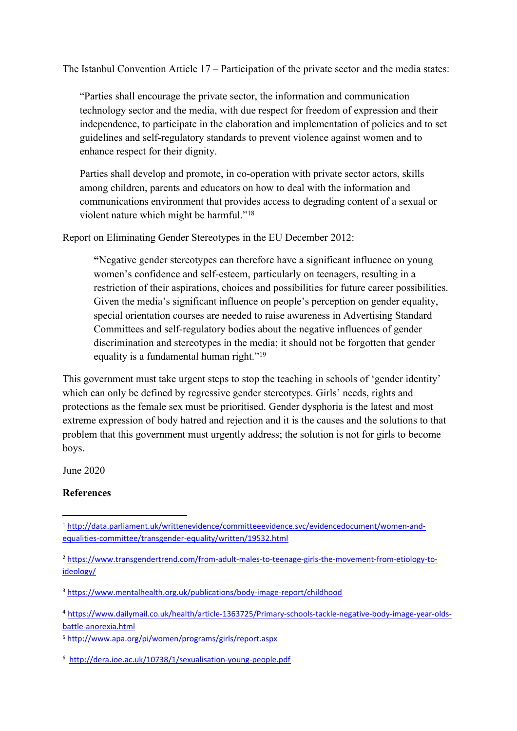The Istanbul Convention Article 17 – Participation of the private sector and the media states:

> "Parties shall encourage the private sector, the information and communication technology sector and the media, with due respect for freedom of expression and their independence, to participate in the elaboration and implementation of policies and to set guidelines and self-regulatory standards to prevent violence against women and to enhance respect for their dignity.
>
> Parties shall develop and promote, in co-operation with private sector actors, skills among children, parents and educators on how to deal with the information and communications environment that provides access to degrading content of a sexual or violent nature which might be harmful."[18]

Report on Eliminating Gender Stereotypes in the EU December 2012:

> **"**Negative gender stereotypes can therefore have a significant influence on young women's confidence and self-esteem, particularly on teenagers, resulting in a restriction of their aspirations, choices and possibilities for future career possibilities. Given the media's significant influence on people's perception on gender equality, special orientation courses are needed to raise awareness in Advertising Standard Committees and self-regulatory bodies about the negative influences of gender discrimination and stereotypes in the media; it should not be forgotten that gender equality is a fundamental human right."[19]

This government must take urgent steps to stop the teaching in schools of 'gender identity' which can only be defined by regressive gender stereotypes. Girls' needs, rights and protections as the female sex must be prioritised. Gender dysphoria is the latest and most extreme expression of body hatred and rejection and it is the causes and the solutions to that problem that this government must urgently address; the solution is not for girls to become boys.

June 2020

**References**

---

[1] http://data.parliament.uk/writtenevidence/committeeevidence.svc/evidencedocument/women-and-equalities-committee/transgender-equality/written/19532.html

[2] https://www.transgendertrend.com/from-adult-males-to-teenage-girls-the-movement-from-etiology-to-ideology/

[3] https://www.mentalhealth.org.uk/publications/body-image-report/childhood

[4] https://www.dailymail.co.uk/health/article-1363725/Primary-schools-tackle-negative-body-image-year-olds-battle-anorexia.html

[5] http://www.apa.org/pi/women/programs/girls/report.aspx

[6] http://dera.ioe.ac.uk/10738/1/sexualisation-young-people.pdf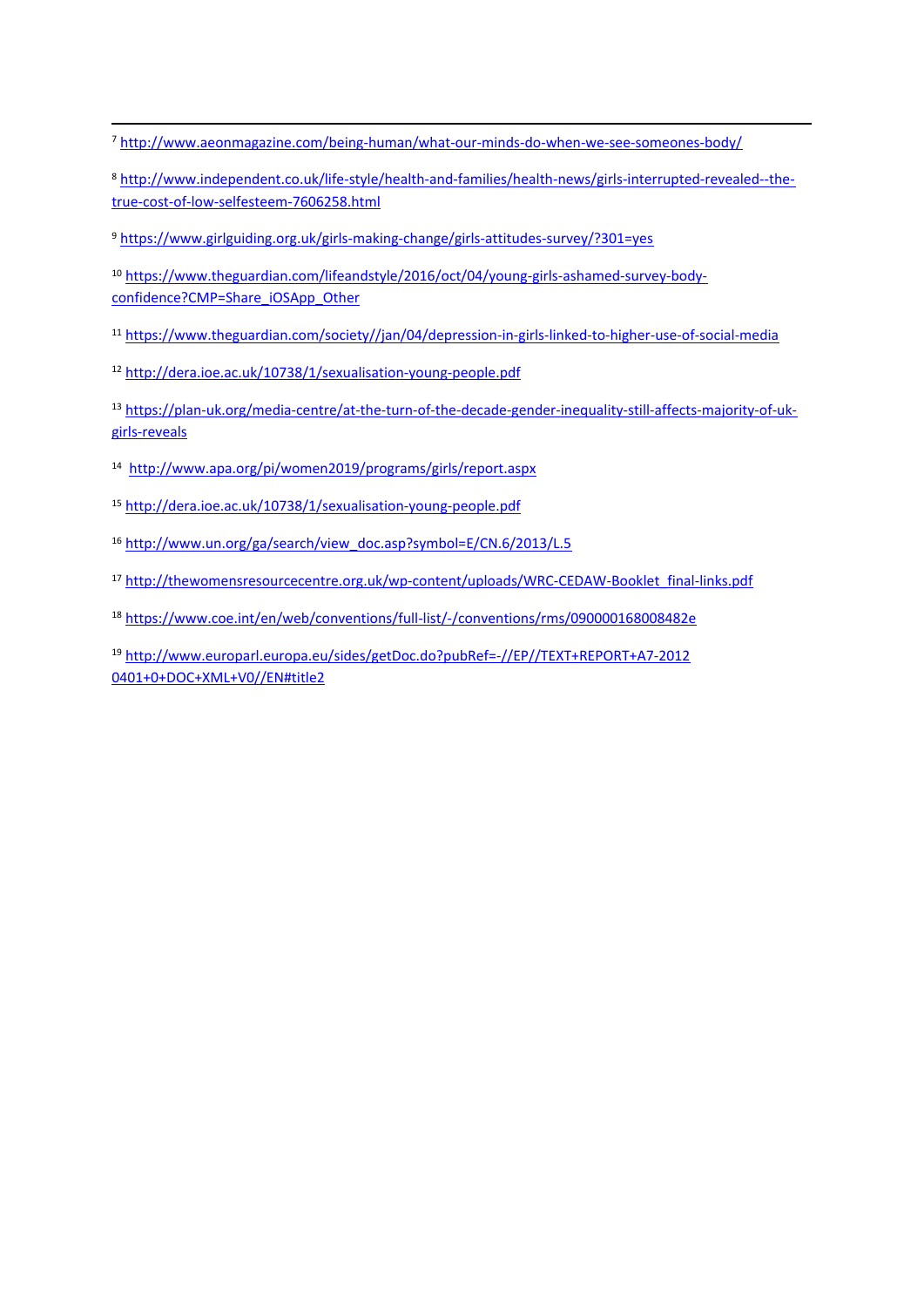[7] http://www.aeonmagazine.com/being-human/what-our-minds-do-when-we-see-someones-body/

[8] http://www.independent.co.uk/life-style/health-and-families/health-news/girls-interrupted-revealed--the-true-cost-of-low-selfesteem-7606258.html

[9] https://www.girlguiding.org.uk/girls-making-change/girls-attitudes-survey/?301=yes

[10] https://www.theguardian.com/lifeandstyle/2016/oct/04/young-girls-ashamed-survey-body-confidence?CMP=Share_iOSApp_Other

[11] https://www.theguardian.com/society//jan/04/depression-in-girls-linked-to-higher-use-of-social-media

[12] http://dera.ioe.ac.uk/10738/1/sexualisation-young-people.pdf

[13] https://plan-uk.org/media-centre/at-the-turn-of-the-decade-gender-inequality-still-affects-majority-of-uk-girls-reveals

[14] http://www.apa.org/pi/women2019/programs/girls/report.aspx

[15] http://dera.ioe.ac.uk/10738/1/sexualisation-young-people.pdf

[16] http://www.un.org/ga/search/view_doc.asp?symbol=E/CN.6/2013/L.5

[17] http://thewomensresourcecentre.org.uk/wp-content/uploads/WRC-CEDAW-Booklet_final-links.pdf

[18] https://www.coe.int/en/web/conventions/full-list/-/conventions/rms/090000168008482e

[19] http://www.europarl.europa.eu/sides/getDoc.do?pubRef=-//EP//TEXT+REPORT+A7-2012 0401+0+DOC+XML+V0//EN#title2